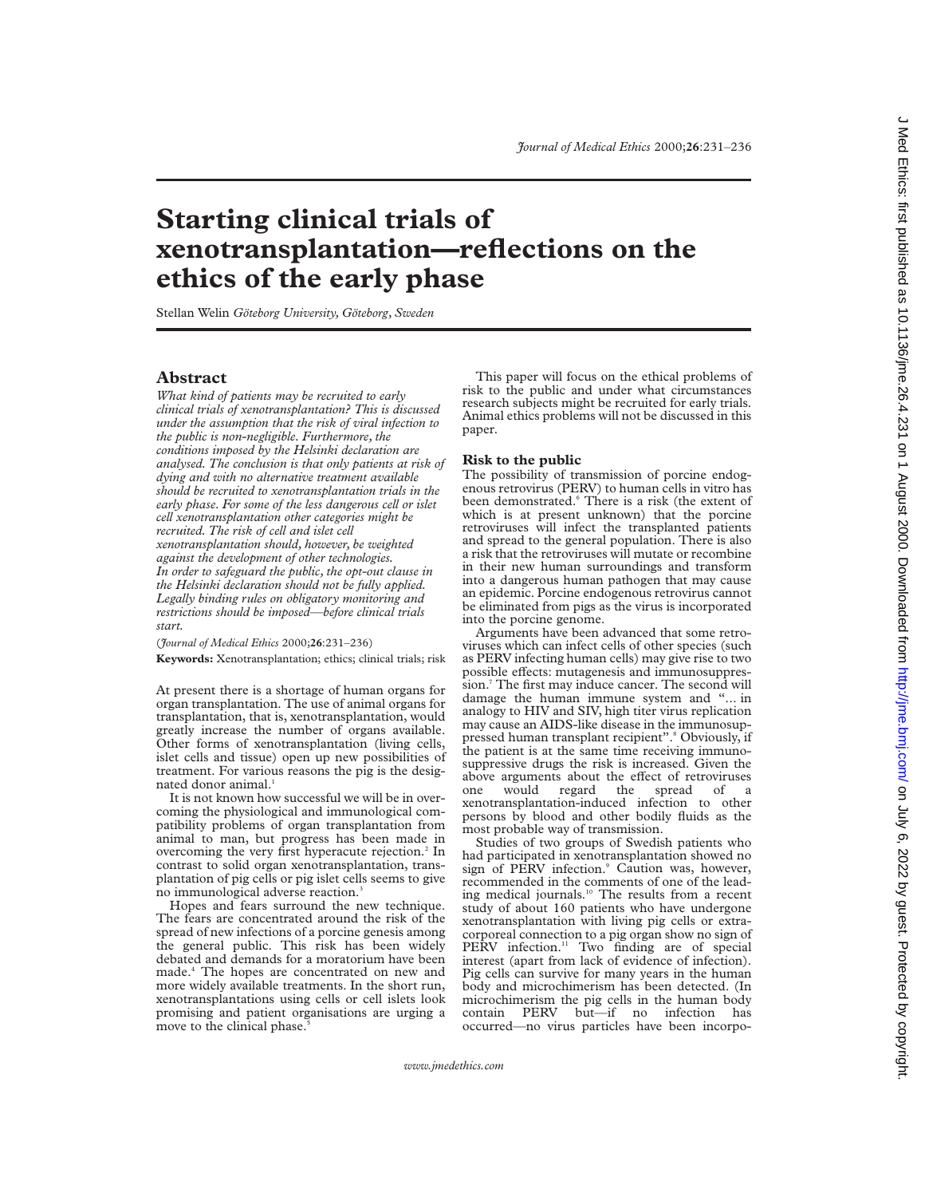# Starting clinical trials of xenotransplantation—reflections on the ethics of the early phase

Stellan Welin *Göteborg University, Göteborg, Sweden*

## Abstract

*What kind of patients may be recruited to early clinical trials of xenotransplantation? This is discussed under the assumption that the risk of viral infection to the public is non-negligible. Furthermore, the conditions imposed by the Helsinki declaration are analysed. The conclusion is that only patients at risk of dying and with no alternative treatment available should be recruited to xenotransplantation trials in the early phase. For some of the less dangerous cell or islet cell xenotransplantation other categories might be recruited. The risk of cell and islet cell xenotransplantation should, however, be weighted against the development of other technologies. In order to safeguard the public, the opt-out clause in the Helsinki declaration should not be fully applied. Legally binding rules on obligatory monitoring and restrictions should be imposed—before clinical trials start.*

(*Journal of Medical Ethics* 2000;**26**:231–236)

**Keywords:** Xenotransplantation; ethics; clinical trials; risk

At present there is a shortage of human organs for organ transplantation. The use of animal organs for transplantation, that is, xenotransplantation, would greatly increase the number of organs available. Other forms of xenotransplantation (living cells, islet cells and tissue) open up new possibilities of treatment. For various reasons the pig is the designated donor animal.[1]

It is not known how successful we will be in overcoming the physiological and immunological compatibility problems of organ transplantation from animal to man, but progress has been made in overcoming the very first hyperacute rejection.[2] In contrast to solid organ xenotransplantation, transplantation of pig cells or pig islet cells seems to give no immunological adverse reaction.[3]

Hopes and fears surround the new technique. The fears are concentrated around the risk of the spread of new infections of a porcine genesis among the general public. This risk has been widely debated and demands for a moratorium have been made.[4] The hopes are concentrated on new and more widely available treatments. In the short run, xenotransplantations using cells or cell islets look promising and patient organisations are urging a move to the clinical phase.[5]

This paper will focus on the ethical problems of risk to the public and under what circumstances research subjects might be recruited for early trials. Animal ethics problems will not be discussed in this paper.

### Risk to the public

The possibility of transmission of porcine endogenous retrovirus (PERV) to human cells in vitro has been demonstrated.[6] There is a risk (the extent of which is at present unknown) that the porcine retroviruses will infect the transplanted patients and spread to the general population. There is also a risk that the retroviruses will mutate or recombine in their new human surroundings and transform into a dangerous human pathogen that may cause an epidemic. Porcine endogenous retrovirus cannot be eliminated from pigs as the virus is incorporated into the porcine genome.

Arguments have been advanced that some retroviruses which can infect cells of other species (such as PERV infecting human cells) may give rise to two possible effects: mutagenesis and immunosuppression.[7] The first may induce cancer. The second will damage the human immune system and "... in analogy to HIV and SIV, high titer virus replication may cause an AIDS-like disease in the immunosuppressed human transplant recipient".[8] Obviously, if the patient is at the same time receiving immunosuppressive drugs the risk is increased. Given the above arguments about the effect of retroviruses one would regard the spread of a xenotransplantation-induced infection to other persons by blood and other bodily fluids as the most probable way of transmission.

Studies of two groups of Swedish patients who had participated in xenotransplantation showed no sign of PERV infection.[9] Caution was, however, recommended in the comments of one of the leading medical journals.[10] The results from a recent study of about 160 patients who have undergone xenotransplantation with living pig cells or extracorporeal connection to a pig organ show no sign of PERV infection.[11] Two finding are of special interest (apart from lack of evidence of infection). Pig cells can survive for many years in the human body and microchimerism has been detected. (In microchimerism the pig cells in the human body contain PERV but—if no infection has occurred—no virus particles have been incorpo-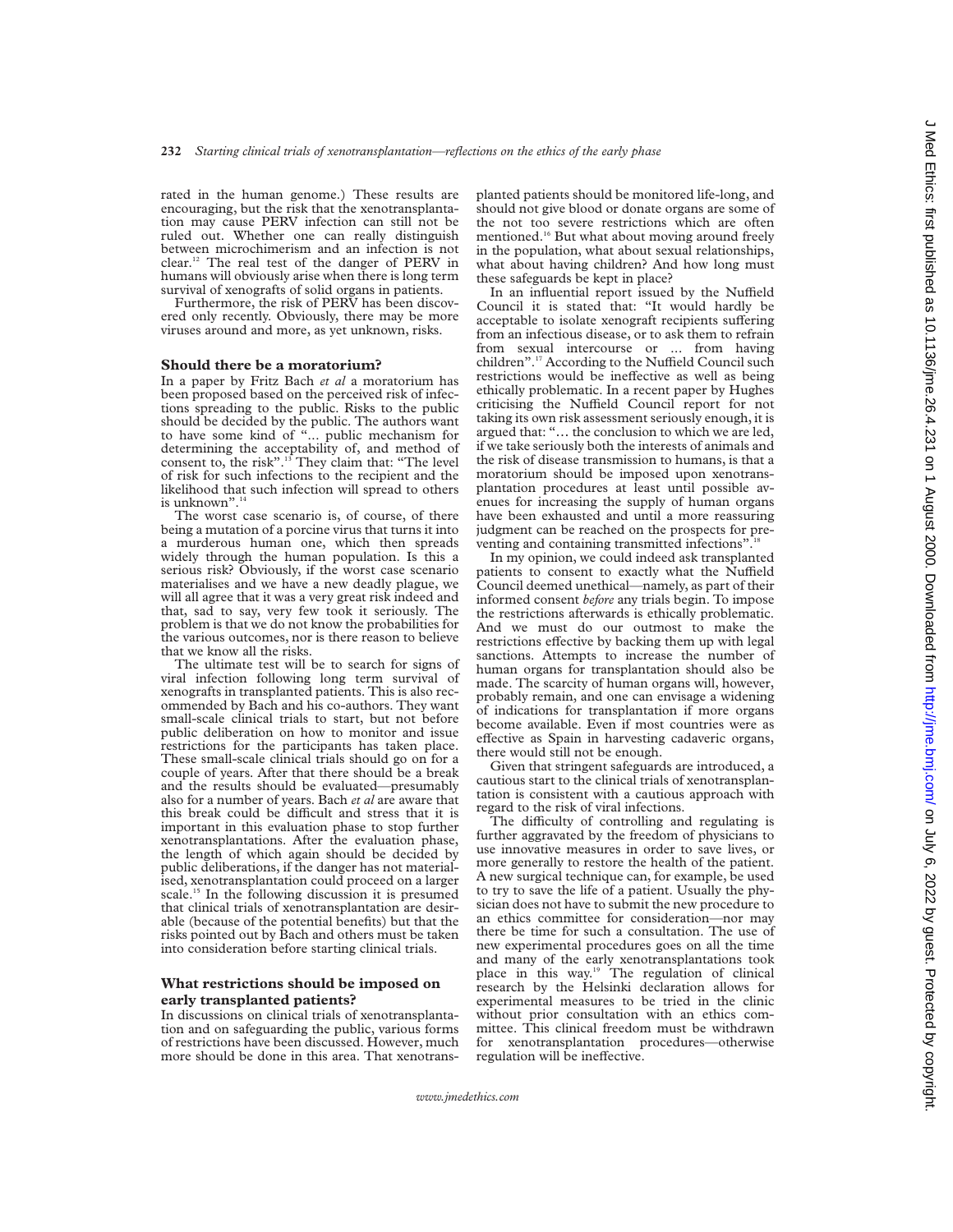rated in the human genome.) These results are encouraging, but the risk that the xenotransplantation may cause PERV infection can still not be ruled out. Whether one can really distinguish between microchimerism and an infection is not clear.[12] The real test of the danger of PERV in humans will obviously arise when there is long term survival of xenografts of solid organs in patients.

Furthermore, the risk of PERV has been discovered only recently. Obviously, there may be more viruses around and more, as yet unknown, risks.

## Should there be a moratorium?

In a paper by Fritz Bach *et al* a moratorium has been proposed based on the perceived risk of infections spreading to the public. Risks to the public should be decided by the public. The authors want to have some kind of "... public mechanism for determining the acceptability of, and method of consent to, the risk".[13] They claim that: "The level of risk for such infections to the recipient and the likelihood that such infection will spread to others is unknown".[14]

The worst case scenario is, of course, of there being a mutation of a porcine virus that turns it into a murderous human one, which then spreads widely through the human population. Is this a serious risk? Obviously, if the worst case scenario materialises and we have a new deadly plague, we will all agree that it was a very great risk indeed and that, sad to say, very few took it seriously. The problem is that we do not know the probabilities for the various outcomes, nor is there reason to believe that we know all the risks.

The ultimate test will be to search for signs of viral infection following long term survival of xenografts in transplanted patients. This is also recommended by Bach and his co-authors. They want small-scale clinical trials to start, but not before public deliberation on how to monitor and issue restrictions for the participants has taken place. These small-scale clinical trials should go on for a couple of years. After that there should be a break and the results should be evaluated—presumably also for a number of years. Bach *et al* are aware that this break could be difficult and stress that it is important in this evaluation phase to stop further xenotransplantations. After the evaluation phase, the length of which again should be decided by public deliberations, if the danger has not materialised, xenotransplantation could proceed on a larger scale.[15] In the following discussion it is presumed that clinical trials of xenotransplantation are desirable (because of the potential benefits) but that the risks pointed out by Bach and others must be taken into consideration before starting clinical trials.

## What restrictions should be imposed on early transplanted patients?

In discussions on clinical trials of xenotransplantation and on safeguarding the public, various forms of restrictions have been discussed. However, much more should be done in this area. That xenotransplanted patients should be monitored life-long, and should not give blood or donate organs are some of the not too severe restrictions which are often mentioned.[16] But what about moving around freely in the population, what about sexual relationships, what about having children? And how long must these safeguards be kept in place?

In an influential report issued by the Nuffield Council it is stated that: "It would hardly be acceptable to isolate xenograft recipients suffering from an infectious disease, or to ask them to refrain from sexual intercourse or ... from having children".[17] According to the Nuffield Council such restrictions would be ineffective as well as being ethically problematic. In a recent paper by Hughes criticising the Nuffield Council report for not taking its own risk assessment seriously enough, it is argued that: "... the conclusion to which we are led, if we take seriously both the interests of animals and the risk of disease transmission to humans, is that a moratorium should be imposed upon xenotransplantation procedures at least until possible avenues for increasing the supply of human organs have been exhausted and until a more reassuring judgment can be reached on the prospects for preventing and containing transmitted infections".[18]

In my opinion, we could indeed ask transplanted patients to consent to exactly what the Nuffield Council deemed unethical—namely, as part of their informed consent *before* any trials begin. To impose the restrictions afterwards is ethically problematic. And we must do our outmost to make the restrictions effective by backing them up with legal sanctions. Attempts to increase the number of human organs for transplantation should also be made. The scarcity of human organs will, however, probably remain, and one can envisage a widening of indications for transplantation if more organs become available. Even if most countries were as effective as Spain in harvesting cadaveric organs, there would still not be enough.

Given that stringent safeguards are introduced, a cautious start to the clinical trials of xenotransplantation is consistent with a cautious approach with regard to the risk of viral infections.

The difficulty of controlling and regulating is further aggravated by the freedom of physicians to use innovative measures in order to save lives, or more generally to restore the health of the patient. A new surgical technique can, for example, be used to try to save the life of a patient. Usually the physician does not have to submit the new procedure to an ethics committee for consideration—nor may there be time for such a consultation. The use of new experimental procedures goes on all the time and many of the early xenotransplantations took place in this way.[19] The regulation of clinical research by the Helsinki declaration allows for experimental measures to be tried in the clinic without prior consultation with an ethics committee. This clinical freedom must be withdrawn for xenotransplantation procedures—otherwise regulation will be ineffective.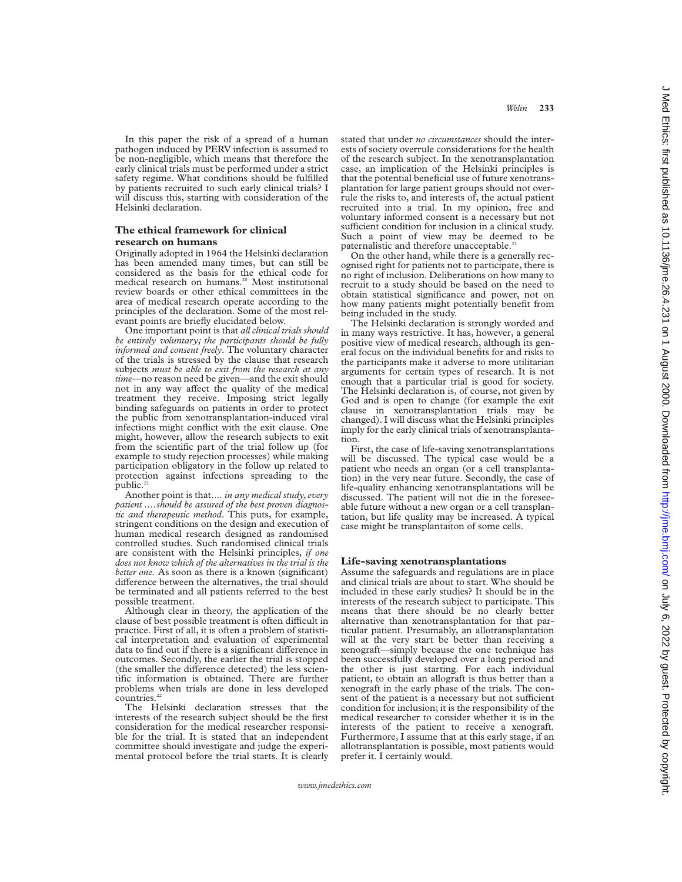In this paper the risk of a spread of a human pathogen induced by PERV infection is assumed to be non-negligible, which means that therefore the early clinical trials must be performed under a strict safety regime. What conditions should be fulfilled by patients recruited to such early clinical trials? I will discuss this, starting with consideration of the Helsinki declaration.

## The ethical framework for clinical research on humans

Originally adopted in 1964 the Helsinki declaration has been amended many times, but can still be considered as the basis for the ethical code for medical research on humans.[20] Most institutional review boards or other ethical committees in the area of medical research operate according to the principles of the declaration. Some of the most relevant points are briefly elucidated below.

One important point is that *all clinical trials should be entirely voluntary; the participants should be fully informed and consent freely*. The voluntary character of the trials is stressed by the clause that research subjects *must be able to exit from the research at any time*—no reason need be given—and the exit should not in any way affect the quality of the medical treatment they receive. Imposing strict legally binding safeguards on patients in order to protect the public from xenotransplantation-induced viral infections might conflict with the exit clause. One might, however, allow the research subjects to exit from the scientific part of the trial follow up (for example to study rejection processes) while making participation obligatory in the follow up related to protection against infections spreading to the public.[21]

Another point is that.... *in any medical study, every patient ....should be assured of the best proven diagnostic and therapeutic method*. This puts, for example, stringent conditions on the design and execution of human medical research designed as randomised controlled studies. Such randomised clinical trials are consistent with the Helsinki principles*, if one does not know which of the alternatives in the trial is the better one*. As soon as there is a known (significant) difference between the alternatives, the trial should be terminated and all patients referred to the best possible treatment.

Although clear in theory, the application of the clause of best possible treatment is often difficult in practice. First of all, it is often a problem of statistical interpretation and evaluation of experimental data to find out if there is a significant difference in outcomes. Secondly, the earlier the trial is stopped (the smaller the difference detected) the less scientific information is obtained. There are further problems when trials are done in less developed countries.[22]

The Helsinki declaration stresses that the interests of the research subject should be the first consideration for the medical researcher responsible for the trial. It is stated that an independent committee should investigate and judge the experimental protocol before the trial starts. It is clearly stated that under *no circumstances* should the interests of society overrule considerations for the health of the research subject. In the xenotransplantation case, an implication of the Helsinki principles is that the potential beneficial use of future xenotransplantation for large patient groups should not overrule the risks to, and interests of, the actual patient recruited into a trial. In my opinion, free and voluntary informed consent is a necessary but not sufficient condition for inclusion in a clinical study. Such a point of view may be deemed to be paternalistic and therefore unacceptable.[23]

On the other hand, while there is a generally recognised right for patients not to participate, there is no right of inclusion. Deliberations on how many to recruit to a study should be based on the need to obtain statistical significance and power, not on how many patients might potentially benefit from being included in the study.

The Helsinki declaration is strongly worded and in many ways restrictive. It has, however, a general positive view of medical research, although its general focus on the individual benefits for and risks to the participants make it adverse to more utilitarian arguments for certain types of research. It is not enough that a particular trial is good for society. The Helsinki declaration is, of course, not given by God and is open to change (for example the exit clause in xenotransplantation trials may be changed). I will discuss what the Helsinki principles imply for the early clinical trials of xenotransplantation.

First, the case of life-saving xenotransplantations will be discussed. The typical case would be a patient who needs an organ (or a cell transplantation) in the very near future. Secondly, the case of life-quality enhancing xenotransplantations will be discussed. The patient will not die in the foreseeable future without a new organ or a cell transplantation, but life quality may be increased. A typical case might be transplantaiton of some cells.

## Life-saving xenotransplantations

Assume the safeguards and regulations are in place and clinical trials are about to start. Who should be included in these early studies? It should be in the interests of the research subject to participate. This means that there should be no clearly better alternative than xenotransplantation for that particular patient. Presumably, an allotransplantation will at the very start be better than receiving a xenograft—simply because the one technique has been successfully developed over a long period and the other is just starting. For each individual patient, to obtain an allograft is thus better than a xenograft in the early phase of the trials. The consent of the patient is a necessary but not sufficient condition for inclusion; it is the responsibility of the medical researcher to consider whether it is in the interests of the patient to receive a xenograft. Furthermore, I assume that at this early stage, if an allotransplantation is possible, most patients would prefer it. I certainly would.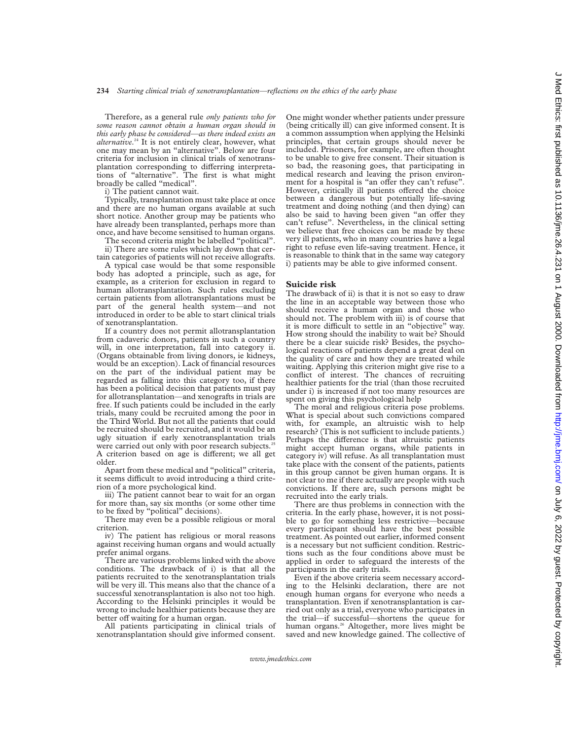Therefore, as a general rule *only patients who for some reason cannot obtain a human organ should in this early phase be considered—as there indeed exists an alternative.*[24] It is not entirely clear, however, what one may mean by an "alternative". Below are four criteria for inclusion in clinical trials of xenotransplantation corresponding to differing interpretations of "alternative". The first is what might broadly be called "medical".

i) The patient cannot wait.

Typically, transplantation must take place at once and there are no human organs available at such short notice. Another group may be patients who have already been transplanted, perhaps more than once, and have become sensitised to human organs.

The second criteria might be labelled "political".

ii) There are some rules which lay down that certain categories of patients will not receive allografts.

A typical case would be that some responsible body has adopted a principle, such as age, for example, as a criterion for exclusion in regard to human allotransplantation. Such rules excluding certain patients from allotransplantations must be part of the general health system—and not introduced in order to be able to start clinical trials of xenotransplantation.

If a country does not permit allotransplantation from cadaveric donors, patients in such a country will, in one interpretation, fall into category ii. (Organs obtainable from living donors, ie kidneys, would be an exception). Lack of financial resources on the part of the individual patient may be regarded as falling into this category too, if there has been a political decision that patients must pay for allotransplantation—and xenografts in trials are free. If such patients could be included in the early trials, many could be recruited among the poor in the Third World. But not all the patients that could be recruited should be recruited, and it would be an ugly situation if early xenotransplantation trials were carried out only with poor research subjects.[25] A criterion based on age is different; we all get older.

Apart from these medical and "political" criteria, it seems difficult to avoid introducing a third criterion of a more psychological kind.

iii) The patient cannot bear to wait for an organ for more than, say six months (or some other time to be fixed by "political" decisions).

There may even be a possible religious or moral criterion.

iv) The patient has religious or moral reasons against receiving human organs and would actually prefer animal organs.

There are various problems linked with the above conditions. The drawback of i) is that all the patients recruited to the xenotransplantation trials will be very ill. This means also that the chance of a successful xenotransplantation is also not too high. According to the Helsinki principles it would be wrong to include healthier patients because they are better off waiting for a human organ.

All patients participating in clinical trials of xenotransplantation should give informed consent. One might wonder whether patients under pressure (being critically ill) can give informed consent. It is a common asssumption when applying the Helsinki principles, that certain groups should never be included. Prisoners, for example, are often thought to be unable to give free consent. Their situation is so bad, the reasoning goes, that participating in medical research and leaving the prison environment for a hospital is "an offer they can't refuse". However, critically ill patients offered the choice between a dangerous but potentially life-saving treatment and doing nothing (and then dying) can also be said to having been given "an offer they can't refuse". Nevertheless, in the clinical setting we believe that free choices can be made by these very ill patients, who in many countries have a legal right to refuse even life-saving treatment. Hence, it is reasonable to think that in the same way category i) patients may be able to give informed consent.

## Suicide risk

The drawback of ii) is that it is not so easy to draw the line in an acceptable way between those who should receive a human organ and those who should not. The problem with iii) is of course that it is more difficult to settle in an "objective" way. How strong should the inability to wait be? Should there be a clear suicide risk? Besides, the psychological reactions of patients depend a great deal on the quality of care and how they are treated while waiting. Applying this criterion might give rise to a conflict of interest. The chances of recruiting healthier patients for the trial (than those recruited under i) is increased if not too many resources are spent on giving this psychological help

The moral and religious criteria pose problems. What is special about such convictions compared with, for example, an altruistic wish to help research? (This is not sufficient to include patients.) Perhaps the difference is that altruistic patients might accept human organs, while patients in category iv) will refuse. As all transplantation must take place with the consent of the patients, patients in this group cannot be given human organs. It is not clear to me if there actually are people with such convictions. If there are, such persons might be recruited into the early trials.

There are thus problems in connection with the criteria. In the early phase, however, it is not possible to go for something less restrictive—because every participant should have the best possible treatment. As pointed out earlier, informed consent is a necessary but not sufficient condition. Restrictions such as the four conditions above must be applied in order to safeguard the interests of the participants in the early trials.

Even if the above criteria seem necessary according to the Helsinki declaration, there are not enough human organs for everyone who needs a transplantation. Even if xenotransplantation is carried out only as a trial, everyone who participates in the trial—if successful—shortens the queue for human organs.[26] Altogether, more lives might be saved and new knowledge gained. The collective of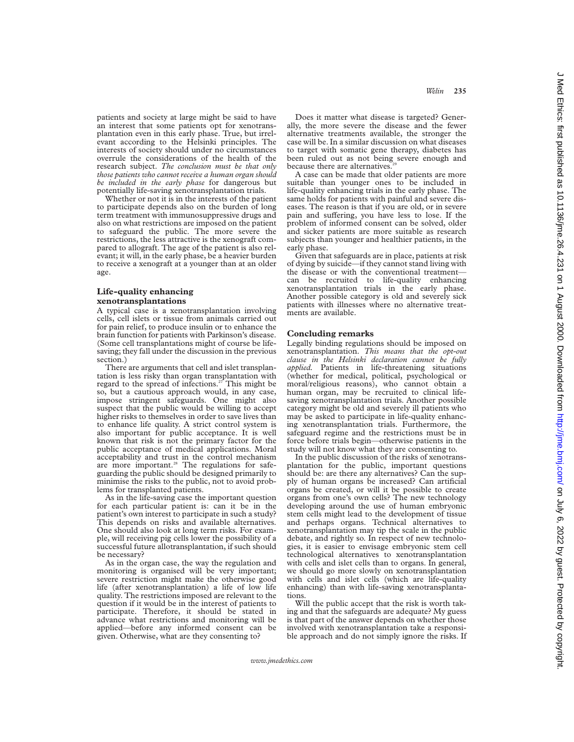patients and society at large might be said to have an interest that some patients opt for xenotransplantation even in this early phase. True, but irrelevant according to the Helsinki principles. The interests of society should under no circumstances overrule the considerations of the health of the research subject. *The conclusion must be that only those patients who cannot receive a human organ should be included in the early phase* for dangerous but potentially life-saving xenotransplantation trials.

Whether or not it is in the interests of the patient to participate depends also on the burden of long term treatment with immunosuppressive drugs and also on what restrictions are imposed on the patient to safeguard the public. The more severe the restrictions, the less attractive is the xenograft compared to allograft. The age of the patient is also relevant; it will, in the early phase, be a heavier burden to receive a xenograft at a younger than at an older age.

## Life-quality enhancing xenotransplantations

A typical case is a xenotransplantation involving cells, cell islets or tissue from animals carried out for pain relief, to produce insulin or to enhance the brain function for patients with Parkinson's disease. (Some cell transplantations might of course be life-saving; they fall under the discussion in the previous section.)

There are arguments that cell and islet transplantation is less risky than organ transplantation with regard to the spread of infections.[27] This might be so, but a cautious approach would, in any case, impose stringent safeguards. One might also suspect that the public would be willing to accept higher risks to themselves in order to save lives than to enhance life quality. A strict control system is also important for public acceptance. It is well known that risk is not the primary factor for the public acceptance of medical applications. Moral acceptability and trust in the control mechanism are more important.[28] The regulations for safeguarding the public should be designed primarily to minimise the risks to the public, not to avoid problems for transplanted patients.

As in the life-saving case the important question for each particular patient is: can it be in the patient's own interest to participate in such a study? This depends on risks and available alternatives. One should also look at long term risks. For example, will receiving pig cells lower the possibility of a successful future allotransplantation, if such should be necessary?

As in the organ case, the way the regulation and monitoring is organised will be very important; severe restriction might make the otherwise good life (after xenotransplantation) a life of low life quality. The restrictions imposed are relevant to the question if it would be in the interest of patients to participate. Therefore, it should be stated in advance what restrictions and monitoring will be applied—before any informed consent can be given. Otherwise, what are they consenting to?

Does it matter what disease is targeted? Generally, the more severe the disease and the fewer alternative treatments available, the stronger the case will be. In a similar discussion on what diseases to target with somatic gene therapy, diabetes has been ruled out as not being severe enough and because there are alternatives.[29]

A case can be made that older patients are more suitable than younger ones to be included in life-quality enhancing trials in the early phase. The same holds for patients with painful and severe diseases. The reason is that if you are old, or in severe pain and suffering, you have less to lose. If the problem of informed consent can be solved, older and sicker patients are more suitable as research subjects than younger and healthier patients, in the early phase.

Given that safeguards are in place, patients at risk of dying by suicide—if they cannot stand living with the disease or with the conventional treatment—can be recruited to life-quality enhancing xenotransplantation trials in the early phase. Another possible category is old and severely sick patients with illnesses where no alternative treatments are available.

## Concluding remarks

Legally binding regulations should be imposed on xenotransplantation. *This means that the opt-out clause in the Helsinki declaration cannot be fully applied.* Patients in life-threatening situations (whether for medical, political, psychological or moral/religious reasons), who cannot obtain a human organ, may be recruited to clinical life-saving xenotransplantation trials. Another possible category might be old and severely ill patients who may be asked to participate in life-quality enhancing xenotransplantation trials. Furthermore, the safeguard regime and the restrictions must be in force before trials begin—otherwise patients in the study will not know what they are consenting to.

In the public discussion of the risks of xenotransplantation for the public, important questions should be: are there any alternatives? Can the supply of human organs be increased? Can artificial organs be created, or will it be possible to create organs from one's own cells? The new technology developing around the use of human embryonic stem cells might lead to the development of tissue and perhaps organs. Technical alternatives to xenotransplantation may tip the scale in the public debate, and rightly so. In respect of new technologies, it is easier to envisage embryonic stem cell technological alternatives to xenotransplantation with cells and islet cells than to organs. In general, we should go more slowly on xenotransplantation with cells and islet cells (which are life-quality enhancing) than with life-saving xenotransplantations.

Will the public accept that the risk is worth taking and that the safeguards are adequate? My guess is that part of the answer depends on whether those involved with xenotransplantation take a responsible approach and do not simply ignore the risks. If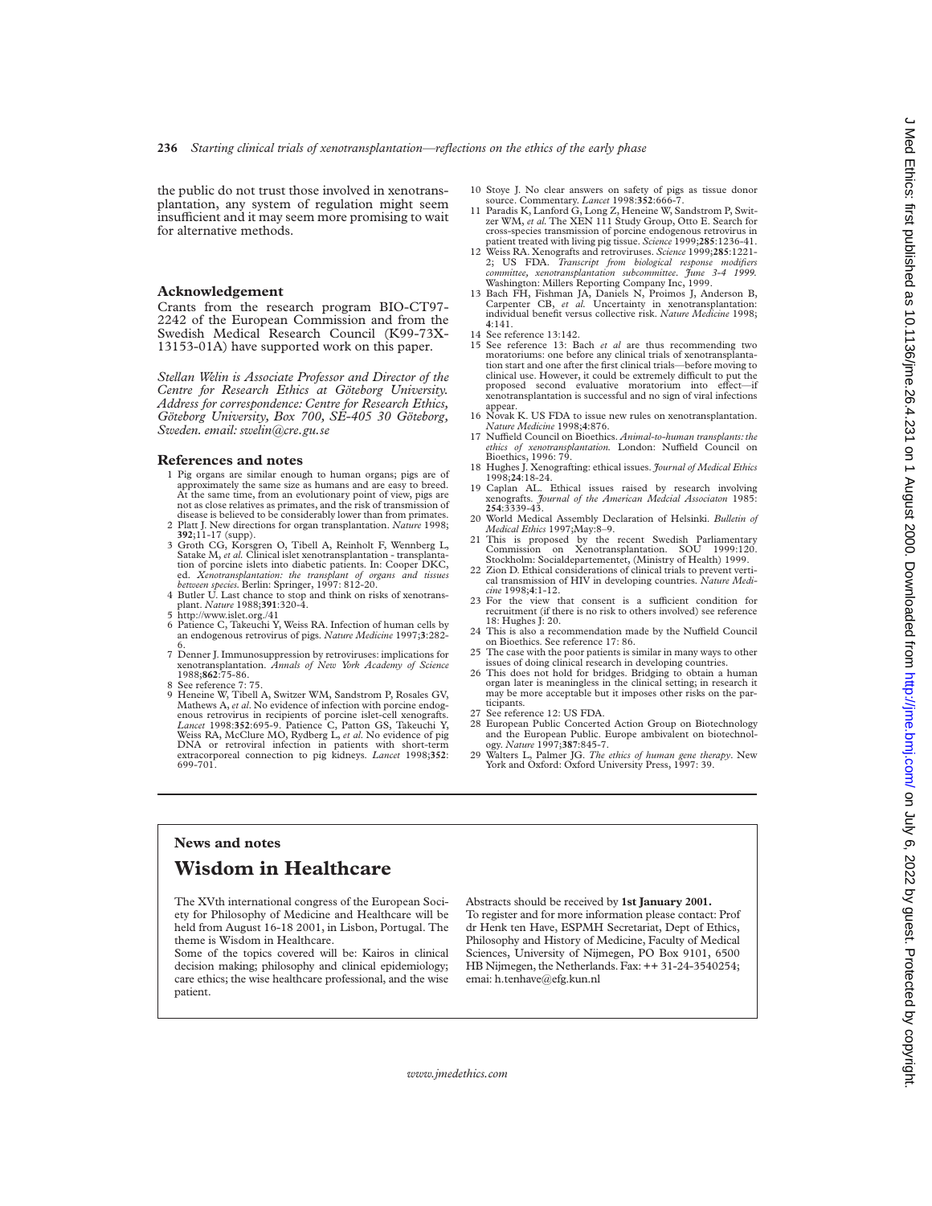the public do not trust those involved in xenotransplantation, any system of regulation might seem insufficient and it may seem more promising to wait for alternative methods.

## Acknowledgement

Crants from the research program BIO-CT97-2242 of the European Commission and from the Swedish Medical Research Council (K99-73X-13153-01A) have supported work on this paper.

*Stellan Welin is Associate Professor and Director of the Centre for Research Ethics at Göteborg University. Address for correspondence: Centre for Research Ethics, Göteborg University, Box 700, SE-405 30 Göteborg, Sweden. email: swelin@cre.gu.se*

## References and notes

1 Pig organs are similar enough to human organs; pigs are of approximately the same size as humans and are easy to breed. At the same time, from an evolutionary point of view, pigs are not as close relatives as primates, and the risk of transmission of disease is believed to be considerably lower than from primates.
2 Platt J. New directions for organ transplantation. *Nature* 1998; **392**;11-17 (supp).
3 Groth CG, Korsgren O, Tibell A, Reinholt F, Wennberg L, Satake M, *et al.* Clinical islet xenotransplantation - transplantation of porcine islets into diabetic patients. In: Cooper DKC, ed. *Xenotransplantation: the transplant of organs and tissues between species.* Berlin: Springer, 1997: 812-20.
4 Butler U. Last chance to stop and think on risks of xenotransplant. *Nature* 1988;**391**:320-4.
5 http://www.islet.org./41
6 Patience C, Takeuchi Y, Weiss RA. Infection of human cells by an endogenous retrovirus of pigs. *Nature Medicine* 1997;**3**:282-6.
7 Denner J. Immunosuppression by retroviruses: implications for xenotransplantation. *Annals of New York Academy of Science* 1988;**862**:75-86.
8 See reference 7: 75.
9 Heneine W, Tibell A, Switzer WM, Sandstrom P, Rosales GV, Mathews A, *et al*. No evidence of infection with porcine endogenous retrovirus in recipients of porcine islet-cell xenografts. *Lancet* 1998:**352**:695-9. Patience C, Patton GS, Takeuchi Y, Weiss RA, McClure MO, Rydberg L, *et al*. No evidence of pig DNA or retroviral infection in patients with short-term extracorporeal connection to pig kidneys. *Lancet* 1998;**352**: 699-701.
10 Stoye J. No clear answers on safety of pigs as tissue donor source. Commentary. *Lancet* 1998:**352**:666-7.
11 Paradis K, Lanford G, Long Z, Heneine W, Sandstrom P, Switzer WM, *et al.* The XEN 111 Study Group, Otto E. Search for cross-species transmission of porcine endogenous retrovirus in patient treated with living pig tissue. *Science* 1999;**285**:1236-41.
12 Weiss RA. Xenografts and retroviruses. *Science* 1999;**285**:1221-2; US FDA. *Transcript from biological response modifiers committee, xenotransplantation subcommittee. June 3-4 1999.* Washington: Millers Reporting Company Inc, 1999.
13 Bach FH, Fishman JA, Daniels N, Proimos J, Anderson B, Carpenter CB, *et al*. Uncertainty in xenotransplantation: individual benefit versus collective risk. *Nature Medicine* 1998; **4**:141.
14 See reference 13:142.
15 See reference 13: Bach *et al* are thus recommending two moratoriums: one before any clinical trials of xenotransplantation start and one after the first clinical trials—before moving to clinical use. However, it could be extremely difficult to put the proposed second evaluative moratorium into effect—if xenotransplantation is successful and no sign of viral infections appear.
16 Novak K. US FDA to issue new rules on xenotransplantation. *Nature Medicine* 1998;**4**:876.
17 Nuffield Council on Bioethics. *Animal-to-human transplants: the ethics of xenotransplantation.* London: Nuffield Council on Bioethics, 1996: 79.
18 Hughes J. Xenografting: ethical issues. *Journal of Medical Ethics* 1998;**24**:18-24.
19 Caplan AL. Ethical issues raised by research involving xenografts. *Journal of the American Medcial Associaton* 1985: **254**:3339-43.
20 World Medical Assembly Declaration of Helsinki. *Bulletin of Medical Ethics* 1997;May:8–9.
21 This is proposed by the recent Swedish Parliamentary Commission on Xenotransplantation. SOU 1999:120. Stockholm: Socialdepartementet, (Ministry of Health) 1999.
22 Zion D. Ethical considerations of clinical trials to prevent vertical transmission of HIV in developing countries. *Nature Medicine* 1998;**4**:1-12.
23 For the view that consent is a sufficient condition for recruitment (if there is no risk to others involved) see reference 18: Hughes J: 20.
24 This is also a recommendation made by the Nuffield Council on Bioethics. See reference 17: 86.
25 The case with the poor patients is similar in many ways to other issues of doing clinical research in developing countries.
26 This does not hold for bridges. Bridging to obtain a human organ later is meaningless in the clinical setting; in research it may be more acceptable but it imposes other risks on the participants.
27 See reference 12: US FDA.
28 European Public Concerted Action Group on Biotechnology and the European Public. Europe ambivalent on biotechnology. *Nature* 1997;**387**:845-7.
29 Walters L, Palmer JG. *The ethics of human gene therapy*. New York and Oxford: Oxford University Press, 1997: 39.

### News and notes

## Wisdom in Healthcare

The XVth international congress of the European Society for Philosophy of Medicine and Healthcare will be held from August 16-18 2001, in Lisbon, Portugal. The theme is Wisdom in Healthcare.

Some of the topics covered will be: Kairos in clinical decision making; philosophy and clinical epidemiology; care ethics; the wise healthcare professional, and the wise patient.

Abstracts should be received by **1st January 2001.**
To register and for more information please contact: Prof dr Henk ten Have, ESPMH Secretariat, Dept of Ethics, Philosophy and History of Medicine, Faculty of Medical Sciences, University of Nijmegen, PO Box 9101, 6500 HB Nijmegen, the Netherlands. Fax: ++ 31-24-3540254; emai: h.tenhave@efg.kun.nl